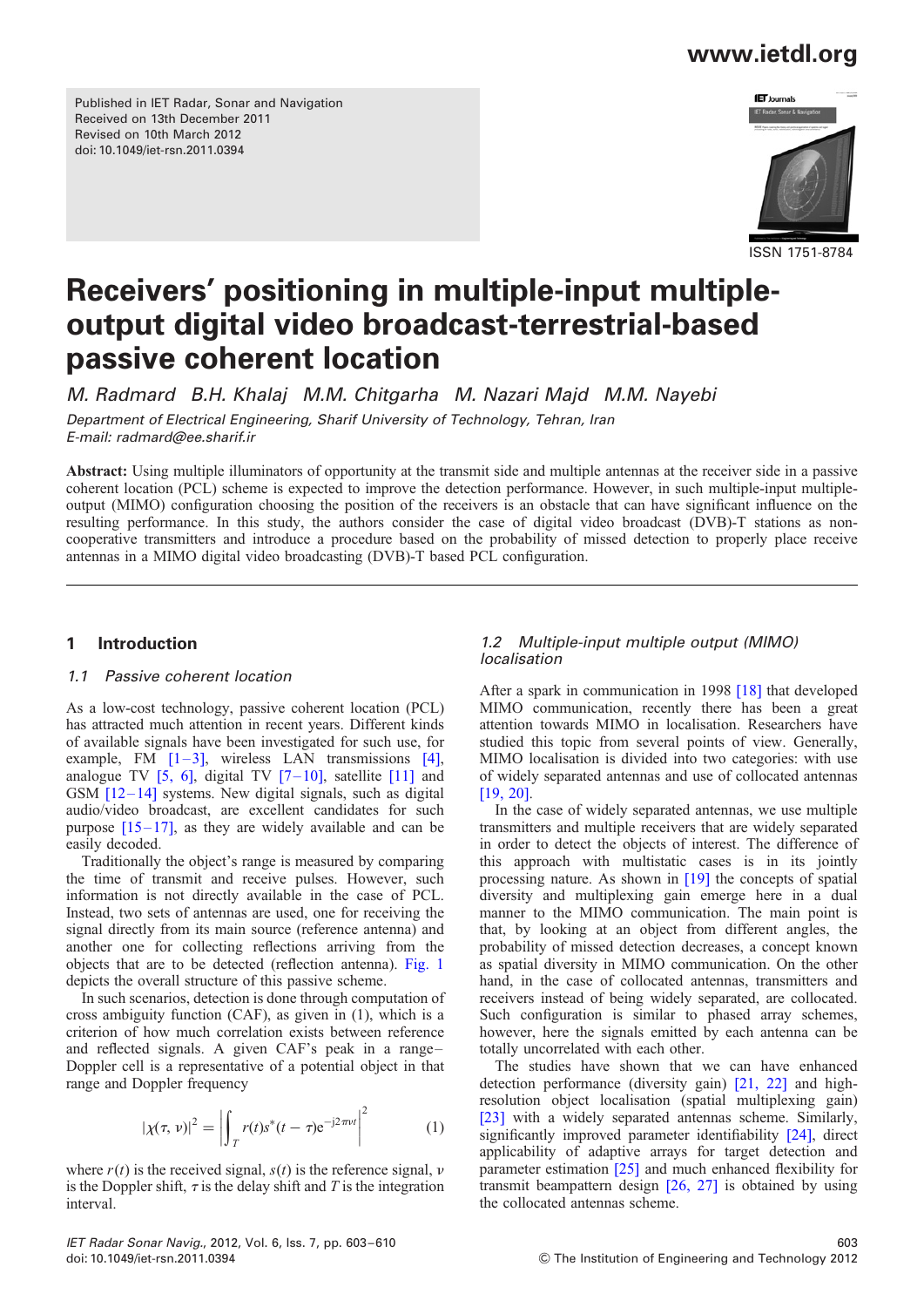Published in IET Radar, Sonar and Navigation
Received on 13th December 2011
Revised on 10th March 2012
doi: 10.1049/iet-rsn.2011.0394

ISSN 1751-8784

# Receivers' positioning in multiple-input multiple-output digital video broadcast-terrestrial-based passive coherent location

*M. Radmard B.H. Khalaj M.M. Chitgarha M. Nazari Majd M.M. Nayebi*

*Department of Electrical Engineering, Sharif University of Technology, Tehran, Iran*
*E-mail: radmard@ee.sharif.ir*

**Abstract:** Using multiple illuminators of opportunity at the transmit side and multiple antennas at the receiver side in a passive coherent location (PCL) scheme is expected to improve the detection performance. However, in such multiple-input multiple-output (MIMO) configuration choosing the position of the receivers is an obstacle that can have significant influence on the resulting performance. In this study, the authors consider the case of digital video broadcast (DVB)-T stations as non-cooperative transmitters and introduce a procedure based on the probability of missed detection to properly place receive antennas in a MIMO digital video broadcasting (DVB)-T based PCL configuration.

## 1 Introduction

### 1.1 Passive coherent location

As a low-cost technology, passive coherent location (PCL) has attracted much attention in recent years. Different kinds of available signals have been investigated for such use, for example, FM [1–3], wireless LAN transmissions [4], analogue TV [5, 6], digital TV [7–10], satellite [11] and GSM [12–14] systems. New digital signals, such as digital audio/video broadcast, are excellent candidates for such purpose [15–17], as they are widely available and can be easily decoded.

Traditionally the object's range is measured by comparing the time of transmit and receive pulses. However, such information is not directly available in the case of PCL. Instead, two sets of antennas are used, one for receiving the signal directly from its main source (reference antenna) and another one for collecting reflections arriving from the objects that are to be detected (reflection antenna). Fig. 1 depicts the overall structure of this passive scheme.

In such scenarios, detection is done through computation of cross ambiguity function (CAF), as given in (1), which is a criterion of how much correlation exists between reference and reflected signals. A given CAF's peak in a range–Doppler cell is a representative of a potential object in that range and Doppler frequency

$$|\chi(\tau, \nu)|^2 = \left| \int_T r(t)s^*(t-\tau)\mathrm{e}^{-\mathrm{j}2\pi\nu t} \right|^2 \qquad (1)$$

where $r(t)$ is the received signal, $s(t)$ is the reference signal, $\nu$ is the Doppler shift, $\tau$ is the delay shift and $T$ is the integration interval.

### 1.2 Multiple-input multiple output (MIMO) localisation

After a spark in communication in 1998 [18] that developed MIMO communication, recently there has been a great attention towards MIMO in localisation. Researchers have studied this topic from several points of view. Generally, MIMO localisation is divided into two categories: with use of widely separated antennas and use of collocated antennas [19, 20].

In the case of widely separated antennas, we use multiple transmitters and multiple receivers that are widely separated in order to detect the objects of interest. The difference of this approach with multistatic cases is in its jointly processing nature. As shown in [19] the concepts of spatial diversity and multiplexing gain emerge here in a dual manner to the MIMO communication. The main point is that, by looking at an object from different angles, the probability of missed detection decreases, a concept known as spatial diversity in MIMO communication. On the other hand, in the case of collocated antennas, transmitters and receivers instead of being widely separated, are collocated. Such configuration is similar to phased array schemes, however, here the signals emitted by each antenna can be totally uncorrelated with each other.

The studies have shown that we can have enhanced detection performance (diversity gain) [21, 22] and high-resolution object localisation (spatial multiplexing gain) [23] with a widely separated antennas scheme. Similarly, significantly improved parameter identifiability [24], direct applicability of adaptive arrays for target detection and parameter estimation [25] and much enhanced flexibility for transmit beampattern design [26, 27] is obtained by using the collocated antennas scheme.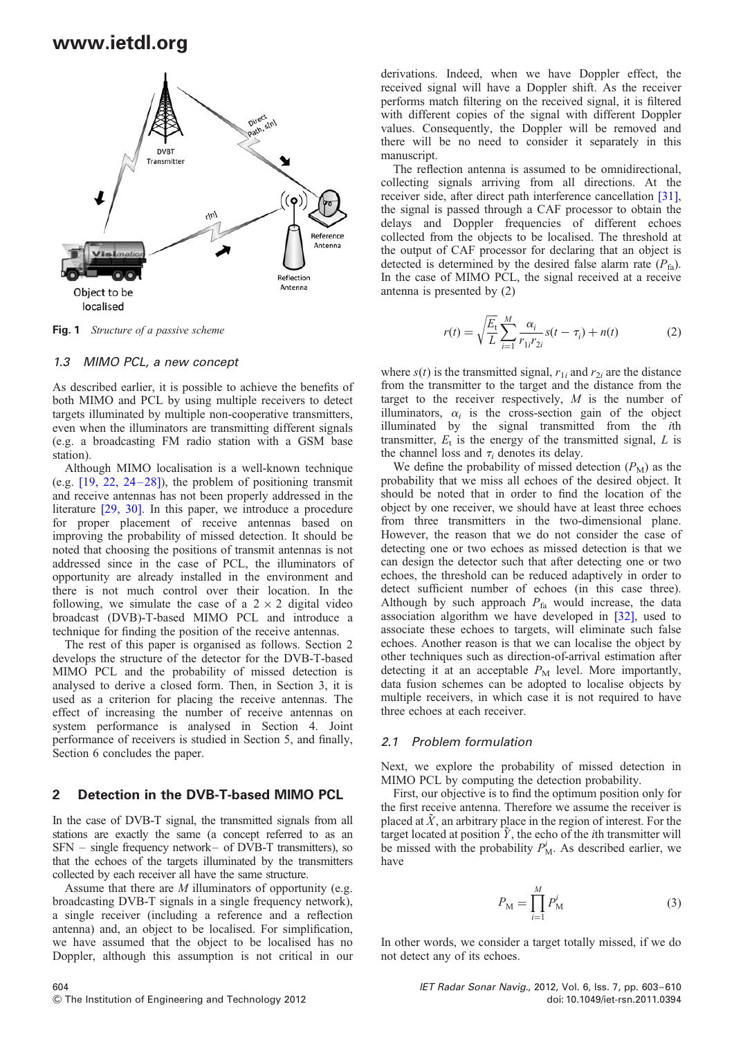Fig. 1 *Structure of a passive scheme*

### 1.3 MIMO PCL, a new concept

As described earlier, it is possible to achieve the benefits of both MIMO and PCL by using multiple receivers to detect targets illuminated by multiple non-cooperative transmitters, even when the illuminators are transmitting different signals (e.g. a broadcasting FM radio station with a GSM base station).

Although MIMO localisation is a well-known technique (e.g. [19, 22, 24–28]), the problem of positioning transmit and receive antennas has not been properly addressed in the literature [29, 30]. In this paper, we introduce a procedure for proper placement of receive antennas based on improving the probability of missed detection. It should be noted that choosing the positions of transmit antennas is not addressed since in the case of PCL, the illuminators of opportunity are already installed in the environment and there is not much control over their location. In the following, we simulate the case of a $2 \times 2$ digital video broadcast (DVB)-T-based MIMO PCL and introduce a technique for finding the position of the receive antennas.

The rest of this paper is organised as follows. Section 2 develops the structure of the detector for the DVB-T-based MIMO PCL and the probability of missed detection is analysed to derive a closed form. Then, in Section 3, it is used as a criterion for placing the receive antennas. The effect of increasing the number of receive antennas on system performance is analysed in Section 4. Joint performance of receivers is studied in Section 5, and finally, Section 6 concludes the paper.

## 2 Detection in the DVB-T-based MIMO PCL

In the case of DVB-T signal, the transmitted signals from all stations are exactly the same (a concept referred to as an SFN – single frequency network– of DVB-T transmitters), so that the echoes of the targets illuminated by the transmitters collected by each receiver all have the same structure.

Assume that there are $M$ illuminators of opportunity (e.g. broadcasting DVB-T signals in a single frequency network), a single receiver (including a reference and a reflection antenna) and, an object to be localised. For simplification, we have assumed that the object to be localised has no Doppler, although this assumption is not critical in our derivations. Indeed, when we have Doppler effect, the received signal will have a Doppler shift. As the receiver performs match filtering on the received signal, it is filtered with different copies of the signal with different Doppler values. Consequently, the Doppler will be removed and there will be no need to consider it separately in this manuscript.

The reflection antenna is assumed to be omnidirectional, collecting signals arriving from all directions. At the receiver side, after direct path interference cancellation [31], the signal is passed through a CAF processor to obtain the delays and Doppler frequencies of different echoes collected from the objects to be localised. The threshold at the output of CAF processor for declaring that an object is detected is determined by the desired false alarm rate ($P_{\text{fa}}$). In the case of MIMO PCL, the signal received at a receive antenna is presented by (2)

$$r(t) = \sqrt{\frac{E_t}{L}} \sum_{i=1}^{M} \frac{\alpha_i}{r_{1i} r_{2i}} s(t - \tau_i) + n(t) \tag{2}$$

where $s(t)$ is the transmitted signal, $r_{1i}$ and $r_{2i}$ are the distance from the transmitter to the target and the distance from the target to the receiver respectively, $M$ is the number of illuminators, $\alpha_i$ is the cross-section gain of the object illuminated by the signal transmitted from the $i$th transmitter, $E_t$ is the energy of the transmitted signal, $L$ is the channel loss and $\tau_i$ denotes its delay.

We define the probability of missed detection ($P_{\text{M}}$) as the probability that we miss all echoes of the desired object. It should be noted that in order to find the location of the object by one receiver, we should have at least three echoes from three transmitters in the two-dimensional plane. However, the reason that we do not consider the case of detecting one or two echoes as missed detection is that we can design the detector such that after detecting one or two echoes, the threshold can be reduced adaptively in order to detect sufficient number of echoes (in this case three). Although by such approach $P_{\text{fa}}$ would increase, the data association algorithm we have developed in [32], used to associate these echoes to targets, will eliminate such false echoes. Another reason is that we can localise the object by other techniques such as direction-of-arrival estimation after detecting it at an acceptable $P_{\text{M}}$ level. More importantly, data fusion schemes can be adopted to localise objects by multiple receivers, in which case it is not required to have three echoes at each receiver.

### 2.1 Problem formulation

Next, we explore the probability of missed detection in MIMO PCL by computing the detection probability.

First, our objective is to find the optimum position only for the first receive antenna. Therefore we assume the receiver is placed at $\tilde{X}$, an arbitrary place in the region of interest. For the target located at position $\tilde{Y}$, the echo of the $i$th transmitter will be missed with the probability $P_{\text{M}}^{i}$. As described earlier, we have

$$P_{\text{M}} = \prod_{i=1}^{M} P_{\text{M}}^{i} \tag{3}$$

In other words, we consider a target totally missed, if we do not detect any of its echoes.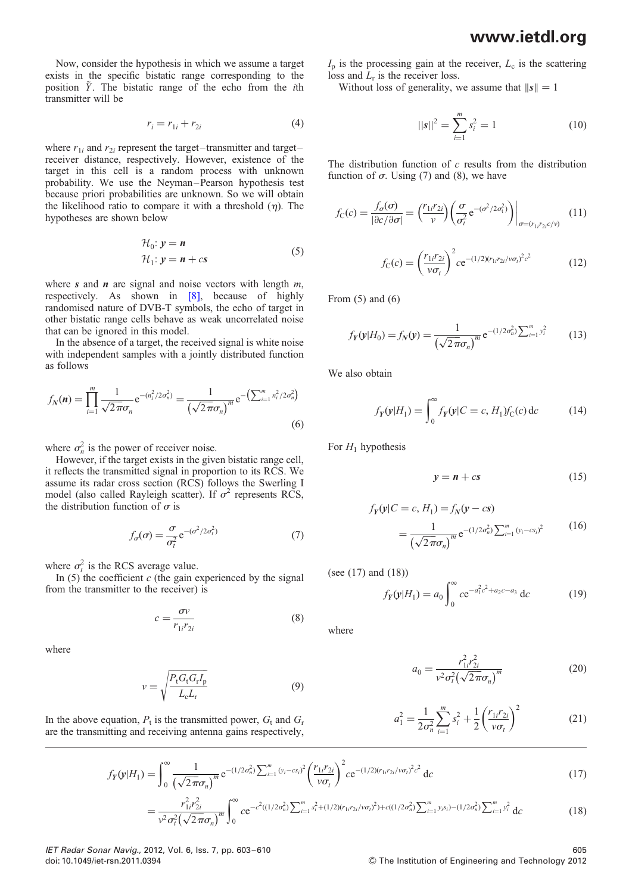Now, consider the hypothesis in which we assume a target exists in the specific bistatic range corresponding to the position $\tilde{Y}$. The bistatic range of the echo from the $i$th transmitter will be

$$r_i = r_{1i} + r_{2i} \tag{4}$$

where $r_{1i}$ and $r_{2i}$ represent the target–transmitter and target–receiver distance, respectively. However, existence of the target in this cell is a random process with unknown probability. We use the Neyman–Pearson hypothesis test because priori probabilities are unknown. So we will obtain the likelihood ratio to compare it with a threshold ($\eta$). The hypotheses are shown below

$$\begin{aligned} \mathcal{H}_0 &: \boldsymbol{y} = \boldsymbol{n} \\ \mathcal{H}_1 &: \boldsymbol{y} = \boldsymbol{n} + c\boldsymbol{s} \end{aligned} \tag{5}$$

where $\boldsymbol{s}$ and $\boldsymbol{n}$ are signal and noise vectors with length $m$, respectively. As shown in [8], because of highly randomised nature of DVB-T symbols, the echo of target in other bistatic range cells behave as weak uncorrelated noise that can be ignored in this model.

In the absence of a target, the received signal is white noise with independent samples with a jointly distributed function as follows

$$f_{\boldsymbol{N}}(\boldsymbol{n}) = \prod_{i=1}^{m} \frac{1}{\sqrt{2\pi}\sigma_n} \mathrm{e}^{-(n_i^2/2\sigma_n^2)} = \frac{1}{\left(\sqrt{2\pi}\sigma_n\right)^m} \mathrm{e}^{-\left(\sum_{i=1}^{m} n_i^2/2\sigma_n^2\right)} \tag{6}$$

where $\sigma_n^2$ is the power of receiver noise.

However, if the target exists in the given bistatic range cell, it reflects the transmitted signal in proportion to its RCS. We assume its radar cross section (RCS) follows the Swerling I model (also called Rayleigh scatter). If $\sigma^2$ represents RCS, the distribution function of $\sigma$ is

$$f_\sigma(\sigma) = \frac{\sigma}{\sigma_t^2} \mathrm{e}^{-(\sigma^2/2\sigma_t^2)} \tag{7}$$

where $\sigma_t^2$ is the RCS average value.

In (5) the coefficient $c$ (the gain experienced by the signal from the transmitter to the receiver) is

$$c = \frac{\sigma v}{r_{1i} r_{2i}} \tag{8}$$

where

$$v = \sqrt{\frac{P_t G_t G_r I_p}{L_c L_r}} \tag{9}$$

In the above equation, $P_t$ is the transmitted power, $G_t$ and $G_r$ are the transmitting and receiving antenna gains respectively, $I_p$ is the processing gain at the receiver, $L_c$ is the scattering loss and $L_r$ is the receiver loss.

Without loss of generality, we assume that $\|\boldsymbol{s}\| = 1$

$$||\boldsymbol{s}||^2 = \sum_{i=1}^{m} s_i^2 = 1 \tag{10}$$

The distribution function of $c$ results from the distribution function of $\sigma$. Using (7) and (8), we have

$$f_C(c) = \frac{f_\sigma(\sigma)}{|\partial c/\partial \sigma|} = \left(\frac{r_{1i} r_{2i}}{v}\right)\left(\frac{\sigma}{\sigma_t^2} \mathrm{e}^{-(\sigma^2/2\sigma_t^2)}\right)\Bigg|_{\sigma=(r_{1i}r_{2i}c/v)} \tag{11}$$

$$f_C(c) = \left(\frac{r_{1i} r_{2i}}{v\sigma_t}\right)^2 c\mathrm{e}^{-(1/2)(r_{1i}r_{2i}/v\sigma_t)^2 c^2} \tag{12}$$

From (5) and (6)

$$f_{\boldsymbol{Y}}(\boldsymbol{y}|H_0) = f_{\boldsymbol{N}}(\boldsymbol{y}) = \frac{1}{\left(\sqrt{2\pi}\sigma_n\right)^m} \mathrm{e}^{-(1/2\sigma_n^2)\sum_{i=1}^{m} y_i^2} \tag{13}$$

We also obtain

$$f_{\boldsymbol{Y}}(\boldsymbol{y}|H_1) = \int_0^\infty f_{\boldsymbol{Y}}(\boldsymbol{y}|C = c, H_1) f_C(c)\,\mathrm{d}c \tag{14}$$

For $H_1$ hypothesis

$$\boldsymbol{y} = \boldsymbol{n} + c\boldsymbol{s} \tag{15}$$

$$\begin{aligned} f_{\boldsymbol{Y}}(\boldsymbol{y}|C = c, H_1) &= f_{\boldsymbol{N}}(\boldsymbol{y} - c\boldsymbol{s}) \\ &= \frac{1}{\left(\sqrt{2\pi}\sigma_n\right)^m} \mathrm{e}^{-(1/2\sigma_n^2)\sum_{i=1}^{m}(y_i - cs_i)^2} \end{aligned} \tag{16}$$

(see (17) and (18))

$$f_{\boldsymbol{Y}}(\boldsymbol{y}|H_1) = a_0 \int_0^\infty c\mathrm{e}^{-a_1^2 c^2 + a_2 c - a_3}\,\mathrm{d}c \tag{19}$$

where

$$a_0 = \frac{r_{1i}^2 r_{2i}^2}{v^2 \sigma_t^2 \left(\sqrt{2\pi}\sigma_n\right)^m} \tag{20}$$

$$a_1^2 = \frac{1}{2\sigma_n^2}\sum_{i=1}^{m} s_i^2 + \frac{1}{2}\left(\frac{r_{1i} r_{2i}}{v\sigma_t}\right)^2 \tag{21}$$

$$f_{\boldsymbol{Y}}(\boldsymbol{y}|H_1) = \int_0^\infty \frac{1}{\left(\sqrt{2\pi}\sigma_n\right)^m} \mathrm{e}^{-(1/2\sigma_n^2)\sum_{i=1}^{m}(y_i - cs_i)^2} \left(\frac{r_{1i} r_{2i}}{v\sigma_t}\right)^2 c\mathrm{e}^{-(1/2)(r_{1i}r_{2i}/v\sigma_t)^2 c^2}\,\mathrm{d}c \tag{17}$$

$$= \frac{r_{1i}^2 r_{2i}^2}{v^2 \sigma_t^2 \left(\sqrt{2\pi}\sigma_n\right)^m} \int_0^\infty c\mathrm{e}^{-c^2\left((1/2\sigma_n^2)\sum_{i=1}^{m} s_i^2 + (1/2)(r_{1i}r_{2i}/v\sigma_t)^2\right) + c\left((1/2\sigma_n^2)\sum_{i=1}^{m} y_i s_i\right) - (1/2\sigma_n^2)\sum_{i=1}^{m} y_i^2}\,\mathrm{d}c \tag{18}$$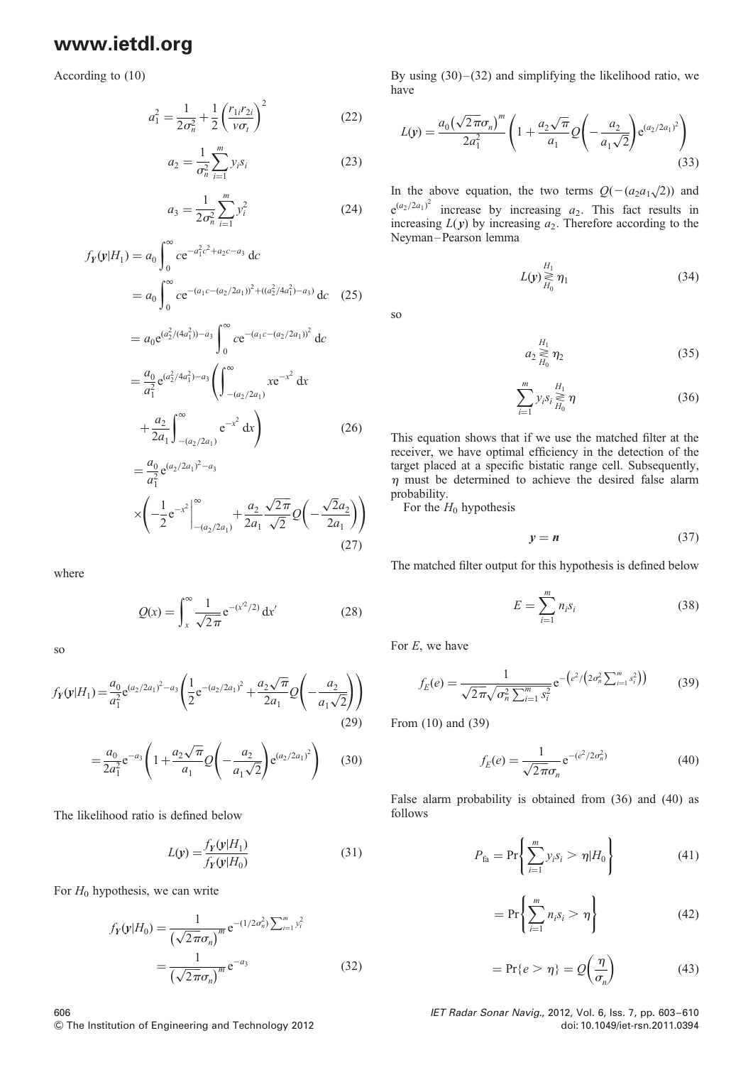According to (10)

$$a_1^2 = \frac{1}{2\sigma_n^2} + \frac{1}{2}\left(\frac{r_{1i}r_{2i}}{v\sigma_t}\right)^2 \tag{22}$$

$$a_2 = \frac{1}{\sigma_n^2}\sum_{i=1}^{m} y_i s_i \tag{23}$$

$$a_3 = \frac{1}{2\sigma_n^2}\sum_{i=1}^{m} y_i^2 \tag{24}$$

$$\begin{aligned} f_Y(\mathbf{y}|H_1) &= a_0 \int_0^\infty c\mathrm{e}^{-a_1^2c^2 + a_2c - a_3}\,\mathrm{d}c \\ &= a_0 \int_0^\infty c\mathrm{e}^{-(a_1c-(a_2/2a_1))^2 + ((a_2^2/4a_1^2)-a_3)}\,\mathrm{d}c \end{aligned} \tag{25}$$

$$\begin{aligned} &= a_0 \mathrm{e}^{(a_2^2/(4a_1^2))-a_3}\int_0^\infty c\mathrm{e}^{-(a_1c-(a_2/2a_1))^2}\,\mathrm{d}c \\ &= \frac{a_0}{a_1^2}\mathrm{e}^{(a_2^2/4a_1^2)-a_3}\left(\int_{-(a_2/2a_1)}^{\infty} x\mathrm{e}^{-x^2}\,\mathrm{d}x + \frac{a_2}{2a_1}\int_{-(a_2/2a_1)}^{\infty}\mathrm{e}^{-x^2}\,\mathrm{d}x\right) \end{aligned} \tag{26}$$

$$= \frac{a_0}{a_1^2}\mathrm{e}^{(a_2/2a_1)^2 - a_3} \times \left(-\frac{1}{2}\mathrm{e}^{-x^2}\Big|_{-(a_2/2a_1)}^{\infty} + \frac{a_2}{2a_1}\frac{\sqrt{2\pi}}{\sqrt{2}}Q\left(-\frac{\sqrt{2}a_2}{2a_1}\right)\right) \tag{27}$$

where

$$Q(x) = \int_x^\infty \frac{1}{\sqrt{2\pi}}\mathrm{e}^{-(x'^2/2)}\,\mathrm{d}x' \tag{28}$$

so

$$f_Y(\mathbf{y}|H_1) = \frac{a_0}{a_1^2}\mathrm{e}^{(a_2/2a_1)^2 - a_3}\left(\frac{1}{2}\mathrm{e}^{-(a_2/2a_1)^2} + \frac{a_2\sqrt{\pi}}{2a_1}Q\left(-\frac{a_2}{a_1\sqrt{2}}\right)\right) \tag{29}$$

$$= \frac{a_0}{2a_1^2}\mathrm{e}^{-a_3}\left(1 + \frac{a_2\sqrt{\pi}}{a_1}Q\left(-\frac{a_2}{a_1\sqrt{2}}\right)\mathrm{e}^{(a_2/2a_1)^2}\right) \tag{30}$$

The likelihood ratio is defined below

$$L(\mathbf{y}) = \frac{f_Y(\mathbf{y}|H_1)}{f_Y(\mathbf{y}|H_0)} \tag{31}$$

For $H_0$ hypothesis, we can write

$$\begin{aligned} f_Y(\mathbf{y}|H_0) &= \frac{1}{\left(\sqrt{2\pi}\sigma_n\right)^m}\mathrm{e}^{-(1/2\sigma_n^2)\sum_{i=1}^{m}y_i^2} \\ &= \frac{1}{\left(\sqrt{2\pi}\sigma_n\right)^m}\mathrm{e}^{-a_3} \end{aligned} \tag{32}$$

By using (30)–(32) and simplifying the likelihood ratio, we have

$$L(\mathbf{y}) = \frac{a_0\left(\sqrt{2\pi}\sigma_n\right)^m}{2a_1^2}\left(1 + \frac{a_2\sqrt{\pi}}{a_1}Q\left(-\frac{a_2}{a_1\sqrt{2}}\right)\mathrm{e}^{(a_2/2a_1)^2}\right) \tag{33}$$

In the above equation, the two terms $Q(-(a_2a_1\sqrt{2}))$ and $\mathrm{e}^{(a_2/2a_1)^2}$ increase by increasing $a_2$. This fact results in increasing $L(\mathbf{y})$ by increasing $a_2$. Therefore according to the Neyman–Pearson lemma

$$L(\mathbf{y}) \underset{H_0}{\overset{H_1}{\gtrless}} \eta_1 \tag{34}$$

so

$$a_2 \underset{H_0}{\overset{H_1}{\gtrless}} \eta_2 \tag{35}$$

$$\sum_{i=1}^{m} y_i s_i \underset{H_0}{\overset{H_1}{\gtrless}} \eta \tag{36}$$

This equation shows that if we use the matched filter at the receiver, we have optimal efficiency in the detection of the target placed at a specific bistatic range cell. Subsequently, $\eta$ must be determined to achieve the desired false alarm probability.

For the $H_0$ hypothesis

$$\mathbf{y} = \mathbf{n} \tag{37}$$

The matched filter output for this hypothesis is defined below

$$E = \sum_{i=1}^{m} n_i s_i \tag{38}$$

For $E$, we have

$$f_E(e) = \frac{1}{\sqrt{2\pi}\sqrt{\sigma_n^2\sum_{i=1}^{m}s_i^2}}\mathrm{e}^{-\left(e^2/\left(2\sigma_n^2\sum_{i=1}^{m}s_i^2\right)\right)} \tag{39}$$

From (10) and (39)

$$f_E(e) = \frac{1}{\sqrt{2\pi}\sigma_n}\mathrm{e}^{-(e^2/2\sigma_n^2)} \tag{40}$$

False alarm probability is obtained from (36) and (40) as follows

$$P_{\mathrm{fa}} = \Pr\left\{\sum_{i=1}^{m} y_i s_i > \eta | H_0\right\} \tag{41}$$

$$= \Pr\left\{\sum_{i=1}^{m} n_i s_i > \eta\right\} \tag{42}$$

$$= \Pr\{e > \eta\} = Q\left(\frac{\eta}{\sigma_n}\right) \tag{43}$$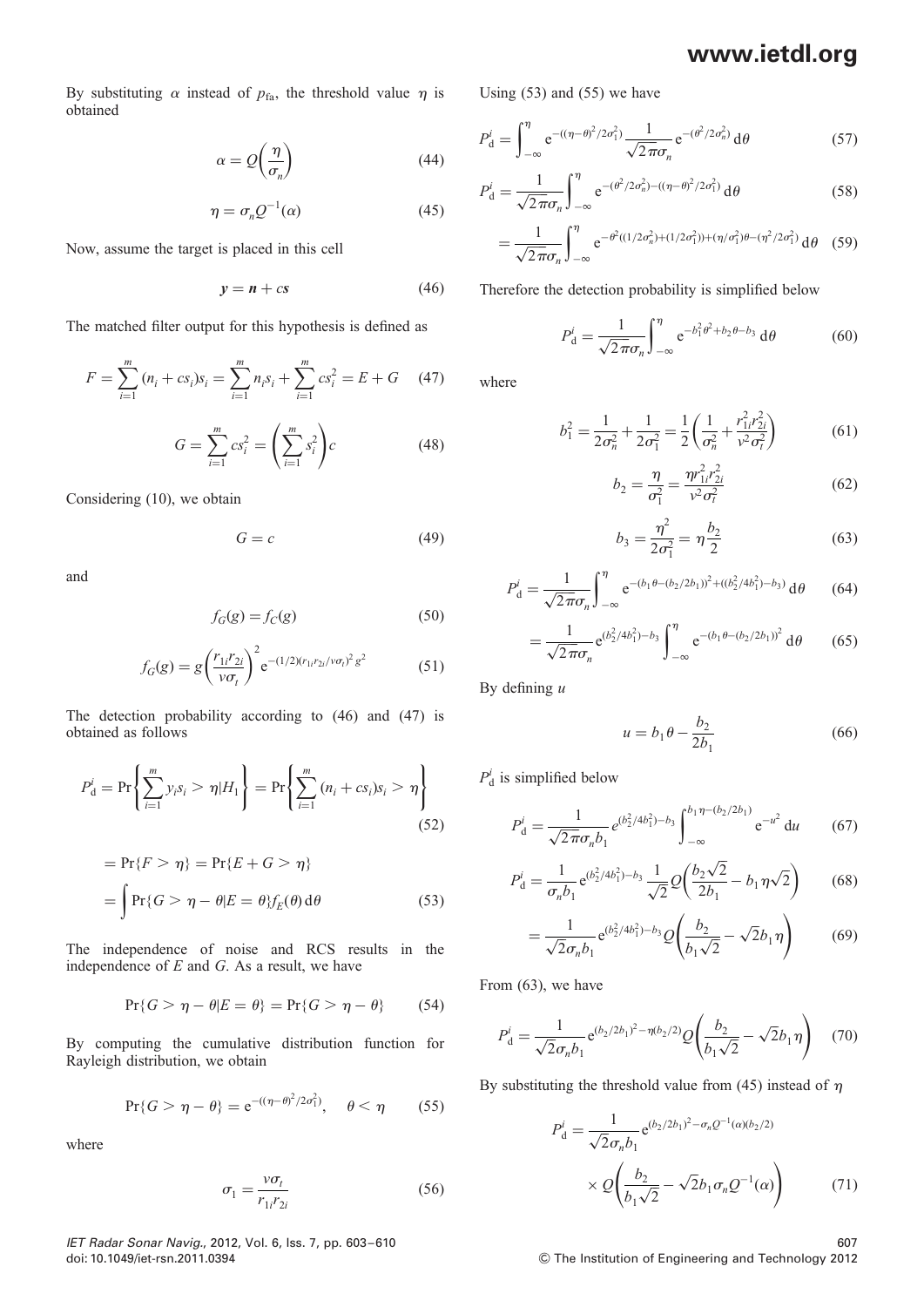By substituting $\alpha$ instead of $p_{\text{fa}}$, the threshold value $\eta$ is obtained

$$\alpha = Q\left(\frac{\eta}{\sigma_n}\right) \tag{44}$$

$$\eta = \sigma_n Q^{-1}(\alpha) \tag{45}$$

Now, assume the target is placed in this cell

$$\boldsymbol{y} = \boldsymbol{n} + c\boldsymbol{s} \tag{46}$$

The matched filter output for this hypothesis is defined as

$$F = \sum_{i=1}^{m} (n_i + cs_i)s_i = \sum_{i=1}^{m} n_i s_i + \sum_{i=1}^{m} cs_i^2 = E + G \tag{47}$$

$$G = \sum_{i=1}^{m} cs_i^2 = \left(\sum_{i=1}^{m} s_i^2\right)c \tag{48}$$

Considering (10), we obtain

$$G = c \tag{49}$$

and

$$f_G(g) = f_C(g) \tag{50}$$

$$f_G(g) = g\left(\frac{r_{1i}r_{2i}}{v\sigma_t}\right)^2 \mathrm{e}^{-(1/2)(r_{1i}r_{2i}/v\sigma_t)^2 g^2} \tag{51}$$

The detection probability according to (46) and (47) is obtained as follows

$$P_{\mathrm{d}}^i = \Pr\left\{\sum_{i=1}^{m} y_i s_i > \eta | H_1\right\} = \Pr\left\{\sum_{i=1}^{m} (n_i + cs_i)s_i > \eta\right\} \tag{52}$$

$$\begin{aligned} &= \Pr\{F > \eta\} = \Pr\{E + G > \eta\} \\ &= \int \Pr\{G > \eta - \theta | E = \theta\} f_E(\theta)\,\mathrm{d}\theta \end{aligned} \tag{53}$$

The independence of noise and RCS results in the independence of $E$ and $G$. As a result, we have

$$\Pr\{G > \eta - \theta | E = \theta\} = \Pr\{G > \eta - \theta\} \tag{54}$$

By computing the cumulative distribution function for Rayleigh distribution, we obtain

$$\Pr\{G > \eta - \theta\} = \mathrm{e}^{-((\eta-\theta)^2/2\sigma_1^2)}, \quad \theta < \eta \tag{55}$$

where

$$\sigma_1 = \frac{v\sigma_t}{r_{1i}r_{2i}} \tag{56}$$

Using (53) and (55) we have

$$P_{\mathrm{d}}^i = \int_{-\infty}^{\eta} \mathrm{e}^{-((\eta-\theta)^2/2\sigma_1^2)} \frac{1}{\sqrt{2\pi}\sigma_n} \mathrm{e}^{-(\theta^2/2\sigma_n^2)}\,\mathrm{d}\theta \tag{57}$$

$$P_{\mathrm{d}}^i = \frac{1}{\sqrt{2\pi}\sigma_n} \int_{-\infty}^{\eta} \mathrm{e}^{-(\theta^2/2\sigma_n^2)-((\eta-\theta)^2/2\sigma_1^2)}\,\mathrm{d}\theta \tag{58}$$

$$= \frac{1}{\sqrt{2\pi}\sigma_n} \int_{-\infty}^{\eta} \mathrm{e}^{-\theta^2((1/2\sigma_n^2)+(1/2\sigma_1^2))+(\eta/\sigma_1^2)\theta-(\eta^2/2\sigma_1^2)}\,\mathrm{d}\theta \tag{59}$$

Therefore the detection probability is simplified below

$$P_{\mathrm{d}}^i = \frac{1}{\sqrt{2\pi}\sigma_n} \int_{-\infty}^{\eta} \mathrm{e}^{-b_1^2\theta^2 + b_2\theta - b_3}\,\mathrm{d}\theta \tag{60}$$

where

$$b_1^2 = \frac{1}{2\sigma_n^2} + \frac{1}{2\sigma_1^2} = \frac{1}{2}\left(\frac{1}{\sigma_n^2} + \frac{r_{1i}^2 r_{2i}^2}{v^2\sigma_t^2}\right) \tag{61}$$

$$b_2 = \frac{\eta}{\sigma_1^2} = \frac{\eta r_{1i}^2 r_{2i}^2}{v^2\sigma_t^2} \tag{62}$$

$$b_3 = \frac{\eta^2}{2\sigma_1^2} = \eta\frac{b_2}{2} \tag{63}$$

$$P_{\mathrm{d}}^i = \frac{1}{\sqrt{2\pi}\sigma_n} \int_{-\infty}^{\eta} \mathrm{e}^{-(b_1\theta-(b_2/2b_1))^2 + ((b_2^2/4b_1^2)-b_3)}\,\mathrm{d}\theta \tag{64}$$

$$= \frac{1}{\sqrt{2\pi}\sigma_n} \mathrm{e}^{(b_2^2/4b_1^2)-b_3} \int_{-\infty}^{\eta} \mathrm{e}^{-(b_1\theta-(b_2/2b_1))^2}\,\mathrm{d}\theta \tag{65}$$

By defining $u$

$$u = b_1\theta - \frac{b_2}{2b_1} \tag{66}$$

$P_{\mathrm{d}}^i$ is simplified below

$$P_{\mathrm{d}}^i = \frac{1}{\sqrt{2\pi}\sigma_n b_1} e^{(b_2^2/4b_1^2)-b_3} \int_{-\infty}^{b_1\eta-(b_2/2b_1)} \mathrm{e}^{-u^2}\,\mathrm{d}u \tag{67}$$

$$P_{\mathrm{d}}^i = \frac{1}{\sigma_n b_1} \mathrm{e}^{(b_2^2/4b_1^2)-b_3} \frac{1}{\sqrt{2}} Q\left(\frac{b_2\sqrt{2}}{2b_1} - b_1\eta\sqrt{2}\right) \tag{68}$$

$$= \frac{1}{\sqrt{2}\sigma_n b_1} \mathrm{e}^{(b_2^2/4b_1^2)-b_3} Q\left(\frac{b_2}{b_1\sqrt{2}} - \sqrt{2}b_1\eta\right) \tag{69}$$

From (63), we have

$$P_{\mathrm{d}}^i = \frac{1}{\sqrt{2}\sigma_n b_1} \mathrm{e}^{(b_2/2b_1)^2 - \eta(b_2/2)} Q\left(\frac{b_2}{b_1\sqrt{2}} - \sqrt{2}b_1\eta\right) \tag{70}$$

By substituting the threshold value from (45) instead of $\eta$

$$\begin{aligned} P_{\mathrm{d}}^i = {} & \frac{1}{\sqrt{2}\sigma_n b_1} \mathrm{e}^{(b_2/2b_1)^2 - \sigma_n Q^{-1}(\alpha)(b_2/2)} \\ & \times Q\left(\frac{b_2}{b_1\sqrt{2}} - \sqrt{2}b_1\sigma_n Q^{-1}(\alpha)\right) \end{aligned} \tag{71}$$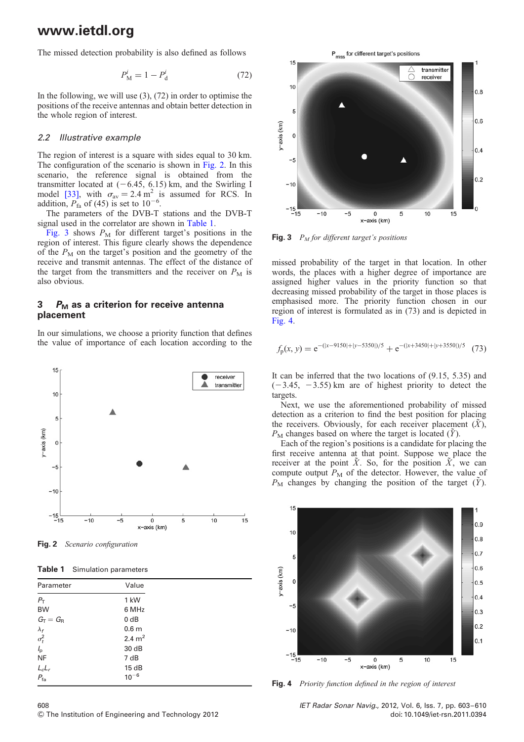The missed detection probability is also defined as follows

$$P_{\mathrm{M}}^{i} = 1 - P_{\mathrm{d}}^{i} \tag{72}$$

In the following, we will use (3), (72) in order to optimise the positions of the receive antennas and obtain better detection in the whole region of interest.

### 2.2 Illustrative example

The region of interest is a square with sides equal to 30 km. The configuration of the scenario is shown in Fig. 2. In this scenario, the reference signal is obtained from the transmitter located at $(-6.45, 6.15)$ km, and the Swirling I model [33], with $\sigma_{\mathrm{av}} = 2.4\ \mathrm{m}^2$ is assumed for RCS. In addition, $P_{\mathrm{fa}}$ of (45) is set to $10^{-6}$.

The parameters of the DVB-T stations and the DVB-T signal used in the correlator are shown in Table 1.

Fig. 3 shows $P_{\mathrm{M}}$ for different target's positions in the region of interest. This figure clearly shows the dependence of the $P_{\mathrm{M}}$ on the target's position and the geometry of the receive and transmit antennas. The effect of the distance of the target from the transmitters and the receiver on $P_{\mathrm{M}}$ is also obvious.

## 3 $P_{\mathrm{M}}$ as a criterion for receive antenna placement

In our simulations, we choose a priority function that defines the value of importance of each location according to the missed probability of the target in that location. In other words, the places with a higher degree of importance are assigned higher values in the priority function so that decreasing missed probability of the target in those places is emphasised more. The priority function chosen in our region of interest is formulated as in (73) and is depicted in Fig. 4.

$$f_{\mathrm{p}}(x, y) = \mathrm{e}^{-(|x-9150|+|y-5350|)/5} + \mathrm{e}^{-(|x+3450|+|y+3550|)/5} \tag{73}$$

It can be inferred that the two locations of (9.15, 5.35) and $(-3.45, -3.55)$ km are of highest priority to detect the targets.

Next, we use the aforementioned probability of missed detection as a criterion to find the best position for placing the receivers. Obviously, for each receiver placement $(\tilde{X})$, $P_{\mathrm{M}}$ changes based on where the target is located $(\tilde{Y})$.

Each of the region's positions is a candidate for placing the first receive antenna at that point. Suppose we place the receiver at the point $\tilde{X}$. So, for the position $\tilde{X}$, we can compute output $P_{\mathrm{M}}$ of the detector. However, the value of $P_{\mathrm{M}}$ changes by changing the position of the target $(\tilde{Y})$.

**Fig. 2** *Scenario configuration*

**Table 1** Simulation parameters

| Parameter | Value |
|---|---|
| $P_{\mathrm{T}}$ | 1 kW |
| BW | 6 MHz |
| $G_{\mathrm{T}} = G_{\mathrm{R}}$ | 0 dB |
| $\lambda_f$ | 0.6 m |
| $\sigma_t^2$ | 2.4 m$^2$ |
| $l_{\mathrm{p}}$ | 30 dB |
| NF | 7 dB |
| $L_c L_r$ | 15 dB |
| $P_{\mathrm{fa}}$ | $10^{-6}$ |

**Fig. 3** *$P_M$ for different target's positions*

**Fig. 4** *Priority function defined in the region of interest*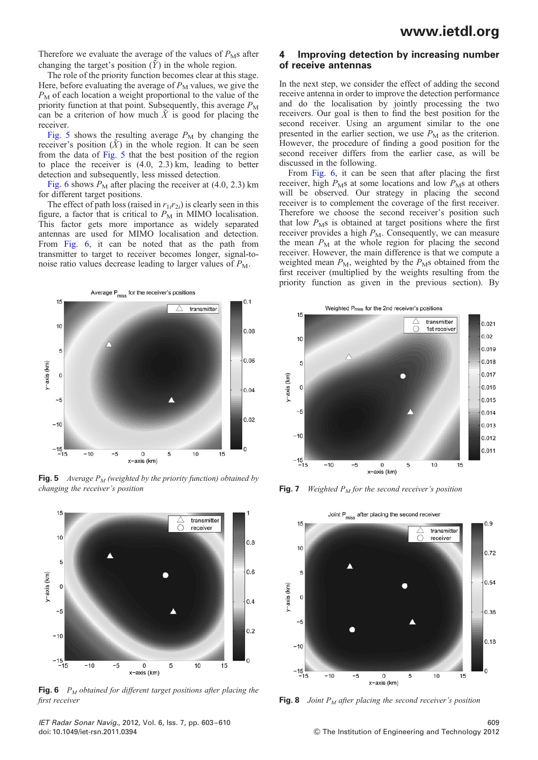Therefore we evaluate the average of the values of $P_M$s after changing the target's position ($\tilde{Y}$) in the whole region.

The role of the priority function becomes clear at this stage. Here, before evaluating the average of $P_M$ values, we give the $P_M$ of each location a weight proportional to the value of the priority function at that point. Subsequently, this average $P_M$ can be a criterion of how much $\tilde{X}$ is good for placing the receiver.

Fig. 5 shows the resulting average $P_M$ by changing the receiver's position ($\tilde{X}$) in the whole region. It can be seen from the data of Fig. 5 that the best position of the region to place the receiver is (4.0, 2.3) km, leading to better detection and subsequently, less missed detection.

Fig. 6 shows $P_M$ after placing the receiver at (4.0, 2.3) km for different target positions.

The effect of path loss (raised in $r_{1i}r_{2i}$) is clearly seen in this figure, a factor that is critical to $P_M$ in MIMO localisation. This factor gets more importance as widely separated antennas are used for MIMO localisation and detection. From Fig. 6, it can be noted that as the path from transmitter to target to receiver becomes longer, signal-to-noise ratio values decrease leading to larger values of $P_M$.

Fig. 5 *Average $P_M$ (weighted by the priority function) obtained by changing the receiver's position*

Fig. 6 *$P_M$ obtained for different target positions after placing the first receiver*

## 4 Improving detection by increasing number of receive antennas

In the next step, we consider the effect of adding the second receive antenna in order to improve the detection performance and do the localisation by jointly processing the two receivers. Our goal is then to find the best position for the second receiver. Using an argument similar to the one presented in the earlier section, we use $P_M$ as the criterion. However, the procedure of finding a good position for the second receiver differs from the earlier case, as will be discussed in the following.

From Fig. 6, it can be seen that after placing the first receiver, high $P_M$s at some locations and low $P_M$s at others will be observed. Our strategy in placing the second receiver is to complement the coverage of the first receiver. Therefore we choose the second receiver's position such that low $P_M$s is obtained at target positions where the first receiver provides a high $P_M$. Consequently, we can measure the mean $P_M$ at the whole region for placing the second receiver. However, the main difference is that we compute a weighted mean $P_M$, weighted by the $P_M$s obtained from the first receiver (multiplied by the weights resulting from the priority function as given in the previous section). By

Fig. 7 *Weighted $P_M$ for the second receiver's position*

Fig. 8 *Joint $P_M$ after placing the second receiver's position*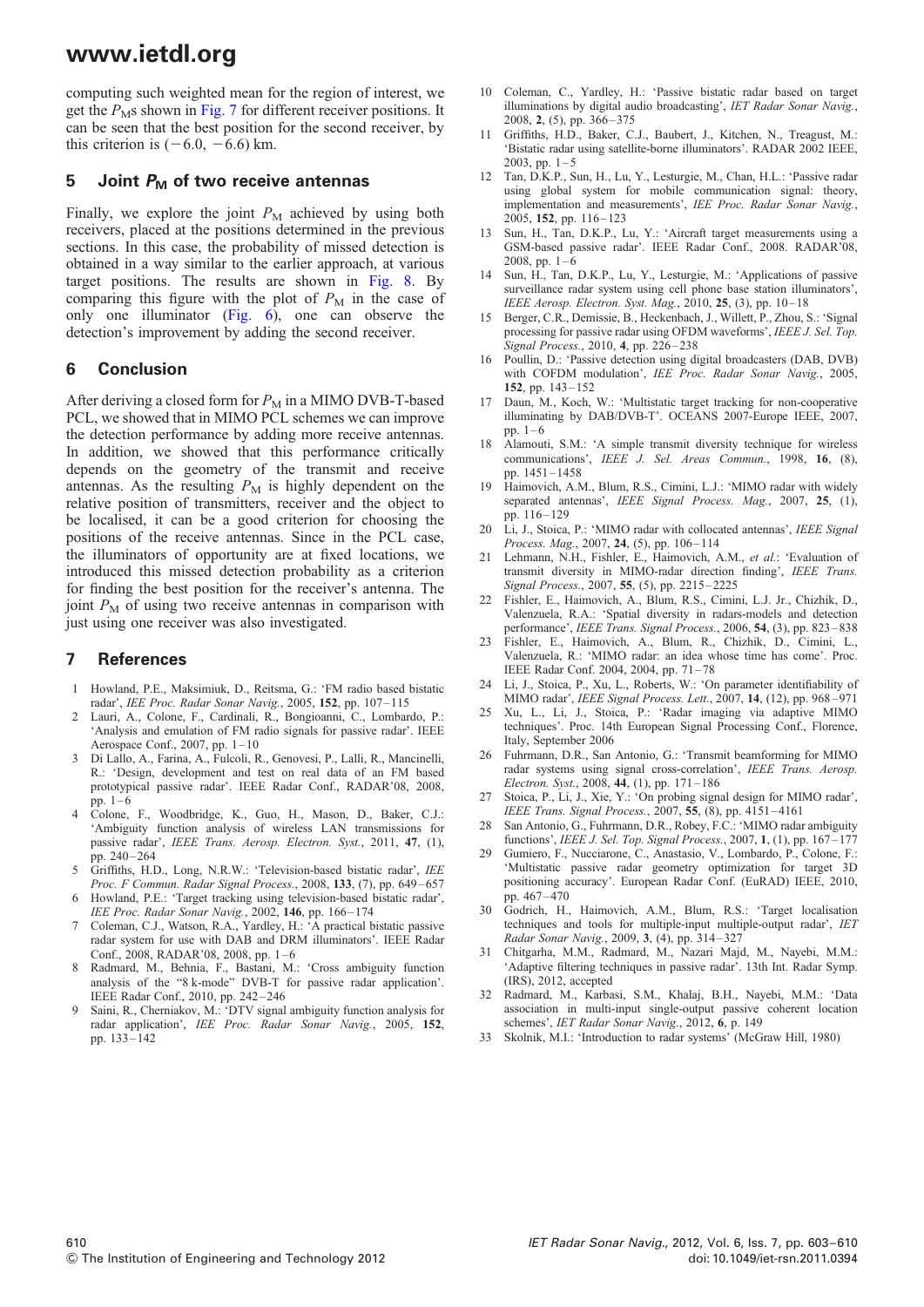computing such weighted mean for the region of interest, we get the $P_M$s shown in Fig. 7 for different receiver positions. It can be seen that the best position for the second receiver, by this criterion is $(-6.0, -6.6)$ km.

## 5 Joint $P_M$ of two receive antennas

Finally, we explore the joint $P_M$ achieved by using both receivers, placed at the positions determined in the previous sections. In this case, the probability of missed detection is obtained in a way similar to the earlier approach, at various target positions. The results are shown in Fig. 8. By comparing this figure with the plot of $P_M$ in the case of only one illuminator (Fig. 6), one can observe the detection's improvement by adding the second receiver.

## 6 Conclusion

After deriving a closed form for $P_M$ in a MIMO DVB-T-based PCL, we showed that in MIMO PCL schemes we can improve the detection performance by adding more receive antennas. In addition, we showed that this performance critically depends on the geometry of the transmit and receive antennas. As the resulting $P_M$ is highly dependent on the relative position of transmitters, receiver and the object to be localised, it can be a good criterion for choosing the positions of the receive antennas. Since in the PCL case, the illuminators of opportunity are at fixed locations, we introduced this missed detection probability as a criterion for finding the best position for the receiver's antenna. The joint $P_M$ of using two receive antennas in comparison with just using one receiver was also investigated.

## 7 References

1. Howland, P.E., Maksimiuk, D., Reitsma, G.: 'FM radio based bistatic radar', *IEE Proc. Radar Sonar Navig.*, 2005, **152**, pp. 107–115
2. Lauri, A., Colone, F., Cardinali, R., Bongioanni, C., Lombardo, P.: 'Analysis and emulation of FM radio signals for passive radar'. IEEE Aerospace Conf., 2007, pp. 1–10
3. Di Lallo, A., Farina, A., Fulcoli, R., Genovesi, P., Lalli, R., Mancinelli, R.: 'Design, development and test on real data of an FM based prototypical passive radar'. IEEE Radar Conf., RADAR'08, 2008, pp. 1–6
4. Colone, F., Woodbridge, K., Guo, H., Mason, D., Baker, C.J.: 'Ambiguity function analysis of wireless LAN transmissions for passive radar', *IEEE Trans. Aerosp. Electron. Syst.*, 2011, **47**, (1), pp. 240–264
5. Griffiths, H.D., Long, N.R.W.: 'Television-based bistatic radar', *IEE Proc. F Commun. Radar Signal Process.*, 2008, **133**, (7), pp. 649–657
6. Howland, P.E.: 'Target tracking using television-based bistatic radar', *IEE Proc. Radar Sonar Navig.*, 2002, **146**, pp. 166–174
7. Coleman, C.J., Watson, R.A., Yardley, H.: 'A practical bistatic passive radar system for use with DAB and DRM illuminators'. IEEE Radar Conf., 2008, RADAR'08, 2008, pp. 1–6
8. Radmard, M., Behnia, F., Bastani, M.: 'Cross ambiguity function analysis of the "8 k-mode" DVB-T for passive radar application'. IEEE Radar Conf., 2010, pp. 242–246
9. Saini, R., Cherniakov, M.: 'DTV signal ambiguity function analysis for radar application', *IEE Proc. Radar Sonar Navig.*, 2005, **152**, pp. 133–142
10. Coleman, C., Yardley, H.: 'Passive bistatic radar based on target illuminations by digital audio broadcasting', *IET Radar Sonar Navig.*, 2008, **2**, (5), pp. 366–375
11. Griffiths, H.D., Baker, C.J., Baubert, J., Kitchen, N., Treagust, M.: 'Bistatic radar using satellite-borne illuminators'. RADAR 2002 IEEE, 2003, pp. 1–5
12. Tan, D.K.P., Sun, H., Lu, Y., Lesturgie, M., Chan, H.L.: 'Passive radar using global system for mobile communication signal: theory, implementation and measurements', *IEE Proc. Radar Sonar Navig.*, 2005, **152**, pp. 116–123
13. Sun, H., Tan, D.K.P., Lu, Y.: 'Aircraft target measurements using a GSM-based passive radar'. IEEE Radar Conf., 2008. RADAR'08, 2008, pp. 1–6
14. Sun, H., Tan, D.K.P., Lu, Y., Lesturgie, M.: 'Applications of passive surveillance radar system using cell phone base station illuminators', *IEEE Aerosp. Electron. Syst. Mag.*, 2010, **25**, (3), pp. 10–18
15. Berger, C.R., Demissie, B., Heckenbach, J., Willett, P., Zhou, S.: 'Signal processing for passive radar using OFDM waveforms', *IEEE J. Sel. Top. Signal Process.*, 2010, **4**, pp. 226–238
16. Poullin, D.: 'Passive detection using digital broadcasters (DAB, DVB) with COFDM modulation', *IEE Proc. Radar Sonar Navig.*, 2005, **152**, pp. 143–152
17. Daun, M., Koch, W.: 'Multistatic target tracking for non-cooperative illuminating by DAB/DVB-T'. OCEANS 2007-Europe IEEE, 2007, pp. 1–6
18. Alamouti, S.M.: 'A simple transmit diversity technique for wireless communications', *IEEE J. Sel. Areas Commun.*, 1998, **16**, (8), pp. 1451–1458
19. Haimovich, A.M., Blum, R.S., Cimini, L.J.: 'MIMO radar with widely separated antennas', *IEEE Signal Process. Mag.*, 2007, **25**, (1), pp. 116–129
20. Li, J., Stoica, P.: 'MIMO radar with collocated antennas', *IEEE Signal Process. Mag.*, 2007, **24**, (5), pp. 106–114
21. Lehmann, N.H., Fishler, E., Haimovich, A.M., *et al.*: 'Evaluation of transmit diversity in MIMO-radar direction finding', *IEEE Trans. Signal Process.*, 2007, **55**, (5), pp. 2215–2225
22. Fishler, E., Haimovich, A., Blum, R.S., Cimini, L.J. Jr., Chizhik, D., Valenzuela, R.A.: 'Spatial diversity in radars-models and detection performance', *IEEE Trans. Signal Process.*, 2006, **54**, (3), pp. 823–838
23. Fishler, E., Haimovich, A., Blum, R., Chizhik, D., Cimini, L., Valenzuela, R.: 'MIMO radar: an idea whose time has come'. Proc. IEEE Radar Conf. 2004, 2004, pp. 71–78
24. Li, J., Stoica, P., Xu, L., Roberts, W.: 'On parameter identifiability of MIMO radar', *IEEE Signal Process. Lett.*, 2007, **14**, (12), pp. 968–971
25. Xu, L., Li, J., Stoica, P.: 'Radar imaging via adaptive MIMO techniques'. Proc. 14th European Signal Processing Conf., Florence, Italy, September 2006
26. Fuhrmann, D.R., San Antonio, G.: 'Transmit beamforming for MIMO radar systems using signal cross-correlation', *IEEE Trans. Aerosp. Electron. Syst.*, 2008, **44**, (1), pp. 171–186
27. Stoica, P., Li, J., Xie, Y.: 'On probing signal design for MIMO radar', *IEEE Trans. Signal Process.*, 2007, **55**, (8), pp. 4151–4161
28. San Antonio, G., Fuhrmann, D.R., Robey, F.C.: 'MIMO radar ambiguity functions', *IEEE J. Sel. Top. Signal Process.*, 2007, **1**, (1), pp. 167–177
29. Gumiero, F., Nucciarone, C., Anastasio, V., Lombardo, P., Colone, F.: 'Multistatic passive radar geometry optimization for target 3D positioning accuracy'. European Radar Conf. (EuRAD) IEEE, 2010, pp. 467–470
30. Godrich, H., Haimovich, A.M., Blum, R.S.: 'Target localisation techniques and tools for multiple-input multiple-output radar', *IET Radar Sonar Navig.*, 2009, **3**, (4), pp. 314–327
31. Chitgarha, M.M., Radmard, M., Nazari Majd, M., Nayebi, M.M.: 'Adaptive filtering techniques in passive radar'. 13th Int. Radar Symp. (IRS), 2012, accepted
32. Radmard, M., Karbasi, S.M., Khalaj, B.H., Nayebi, M.M.: 'Data association in multi-input single-output passive coherent location schemes', *IET Radar Sonar Navig.*, 2012, **6**, p. 149
33. Skolnik, M.I.: 'Introduction to radar systems' (McGraw Hill, 1980)